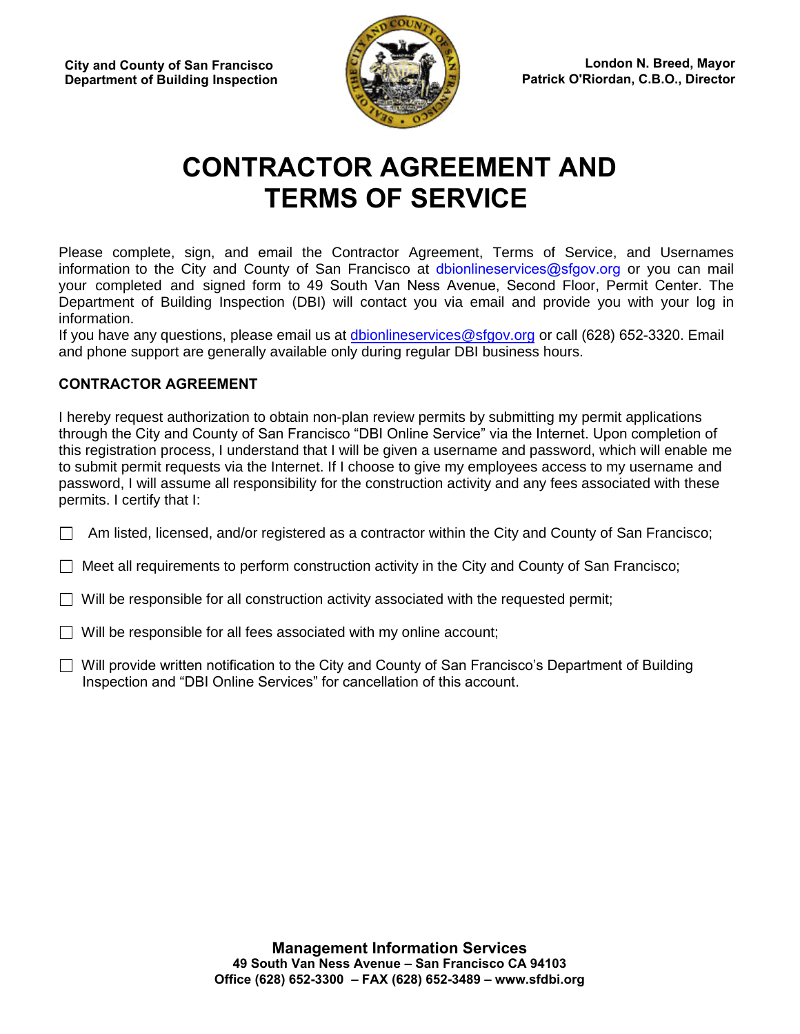City and County of San Francisco
Department of Building Inspection

London N. Breed, Mayor
Patrick O'Riordan, C.B.O., Director

# CONTRACTOR AGREEMENT AND TERMS OF SERVICE

Please complete, sign, and email the Contractor Agreement, Terms of Service, and Usernames information to the City and County of San Francisco at dbionlineservices@sfgov.org or you can mail your completed and signed form to 49 South Van Ness Avenue, Second Floor, Permit Center. The Department of Building Inspection (DBI) will contact you via email and provide you with your log in information.
If you have any questions, please email us at dbionlineservices@sfgov.org or call (628) 652-3320. Email and phone support are generally available only during regular DBI business hours.

## CONTRACTOR AGREEMENT

I hereby request authorization to obtain non-plan review permits by submitting my permit applications through the City and County of San Francisco "DBI Online Service" via the Internet. Upon completion of this registration process, I understand that I will be given a username and password, which will enable me to submit permit requests via the Internet. If I choose to give my employees access to my username and password, I will assume all responsibility for the construction activity and any fees associated with these permits. I certify that I:

- ☐ Am listed, licensed, and/or registered as a contractor within the City and County of San Francisco;
- ☐ Meet all requirements to perform construction activity in the City and County of San Francisco;
- ☐ Will be responsible for all construction activity associated with the requested permit;
- ☐ Will be responsible for all fees associated with my online account;
- ☐ Will provide written notification to the City and County of San Francisco's Department of Building Inspection and "DBI Online Services" for cancellation of this account.

**Management Information Services**
**49 South Van Ness Avenue – San Francisco CA 94103**
**Office (628) 652-3300 – FAX (628) 652-3489 – www.sfdbi.org**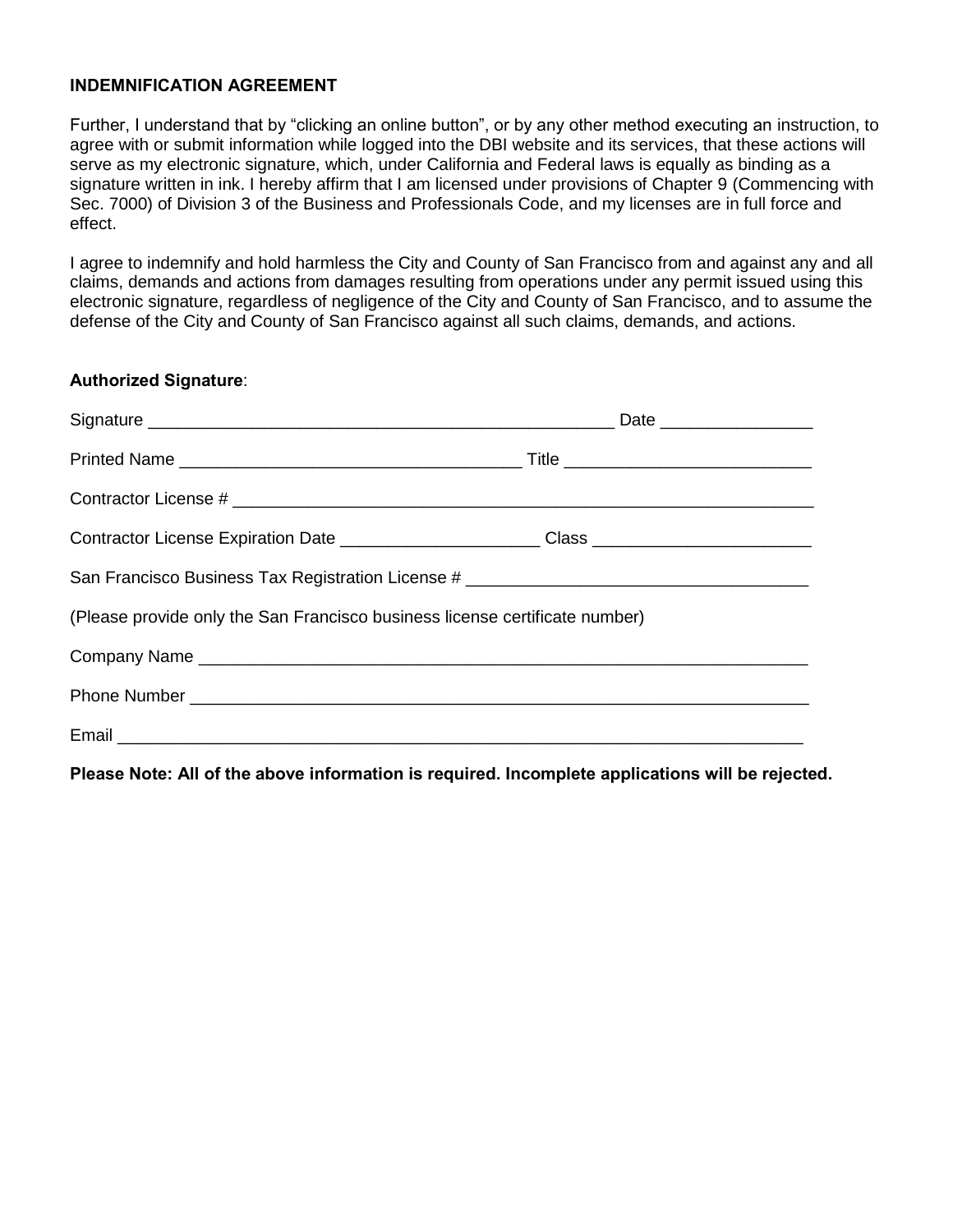**INDEMNIFICATION AGREEMENT**

Further, I understand that by "clicking an online button", or by any other method executing an instruction, to agree with or submit information while logged into the DBI website and its services, that these actions will serve as my electronic signature, which, under California and Federal laws is equally as binding as a signature written in ink. I hereby affirm that I am licensed under provisions of Chapter 9 (Commencing with Sec. 7000) of Division 3 of the Business and Professionals Code, and my licenses are in full force and effect.

I agree to indemnify and hold harmless the City and County of San Francisco from and against any and all claims, demands and actions from damages resulting from operations under any permit issued using this electronic signature, regardless of negligence of the City and County of San Francisco, and to assume the defense of the City and County of San Francisco against all such claims, demands, and actions.

**Authorized Signature**:

Signature ________________________________________________ Date ______________

Printed Name ___________________________________ Title ________________________

Contractor License # ____________________________________________________________

Contractor License Expiration Date ____________________ Class ______________________

San Francisco Business Tax Registration License # ___________________________________

(Please provide only the San Francisco business license certificate number)

Company Name _________________________________________________________________

Phone Number _________________________________________________________________

Email ________________________________________________________________________

**Please Note: All of the above information is required. Incomplete applications will be rejected.**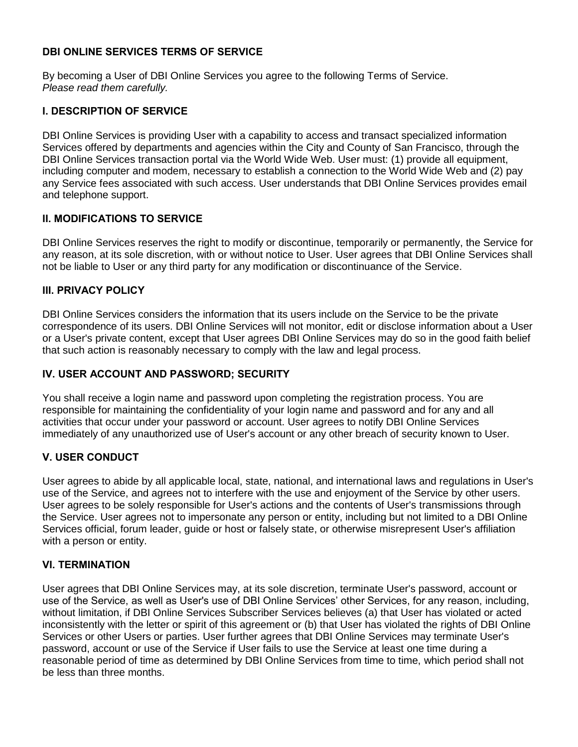**DBI ONLINE SERVICES TERMS OF SERVICE**

By becoming a User of DBI Online Services you agree to the following Terms of Service.
*Please read them carefully.*

**I. DESCRIPTION OF SERVICE**

DBI Online Services is providing User with a capability to access and transact specialized information Services offered by departments and agencies within the City and County of San Francisco, through the DBI Online Services transaction portal via the World Wide Web. User must: (1) provide all equipment, including computer and modem, necessary to establish a connection to the World Wide Web and (2) pay any Service fees associated with such access. User understands that DBI Online Services provides email and telephone support.

**II. MODIFICATIONS TO SERVICE**

DBI Online Services reserves the right to modify or discontinue, temporarily or permanently, the Service for any reason, at its sole discretion, with or without notice to User. User agrees that DBI Online Services shall not be liable to User or any third party for any modification or discontinuance of the Service.

**III. PRIVACY POLICY**

DBI Online Services considers the information that its users include on the Service to be the private correspondence of its users. DBI Online Services will not monitor, edit or disclose information about a User or a User's private content, except that User agrees DBI Online Services may do so in the good faith belief that such action is reasonably necessary to comply with the law and legal process.

**IV. USER ACCOUNT AND PASSWORD; SECURITY**

You shall receive a login name and password upon completing the registration process. You are responsible for maintaining the confidentiality of your login name and password and for any and all activities that occur under your password or account. User agrees to notify DBI Online Services immediately of any unauthorized use of User's account or any other breach of security known to User.

**V. USER CONDUCT**

User agrees to abide by all applicable local, state, national, and international laws and regulations in User's use of the Service, and agrees not to interfere with the use and enjoyment of the Service by other users. User agrees to be solely responsible for User's actions and the contents of User's transmissions through the Service. User agrees not to impersonate any person or entity, including but not limited to a DBI Online Services official, forum leader, guide or host or falsely state, or otherwise misrepresent User's affiliation with a person or entity.

**VI. TERMINATION**

User agrees that DBI Online Services may, at its sole discretion, terminate User's password, account or use of the Service, as well as User's use of DBI Online Services' other Services, for any reason, including, without limitation, if DBI Online Services Subscriber Services believes (a) that User has violated or acted inconsistently with the letter or spirit of this agreement or (b) that User has violated the rights of DBI Online Services or other Users or parties. User further agrees that DBI Online Services may terminate User's password, account or use of the Service if User fails to use the Service at least one time during a reasonable period of time as determined by DBI Online Services from time to time, which period shall not be less than three months.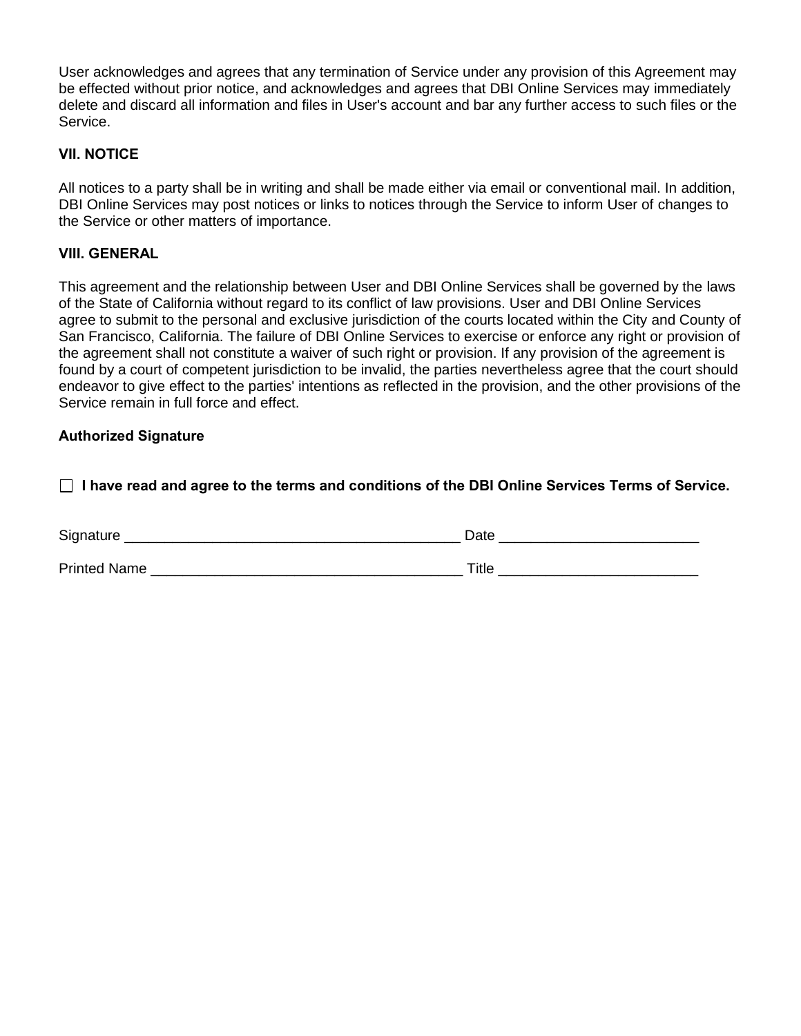User acknowledges and agrees that any termination of Service under any provision of this Agreement may be effected without prior notice, and acknowledges and agrees that DBI Online Services may immediately delete and discard all information and files in User's account and bar any further access to such files or the Service.

### VII. NOTICE

All notices to a party shall be in writing and shall be made either via email or conventional mail. In addition, DBI Online Services may post notices or links to notices through the Service to inform User of changes to the Service or other matters of importance.

### VIII. GENERAL

This agreement and the relationship between User and DBI Online Services shall be governed by the laws of the State of California without regard to its conflict of law provisions. User and DBI Online Services agree to submit to the personal and exclusive jurisdiction of the courts located within the City and County of San Francisco, California. The failure of DBI Online Services to exercise or enforce any right or provision of the agreement shall not constitute a waiver of such right or provision. If any provision of the agreement is found by a court of competent jurisdiction to be invalid, the parties nevertheless agree that the court should endeavor to give effect to the parties' intentions as reflected in the provision, and the other provisions of the Service remain in full force and effect.

**Authorized Signature**

☐ **I have read and agree to the terms and conditions of the DBI Online Services Terms of Service.**

Signature __________________________________________ Date _________________________

Printed Name _______________________________________ Title _________________________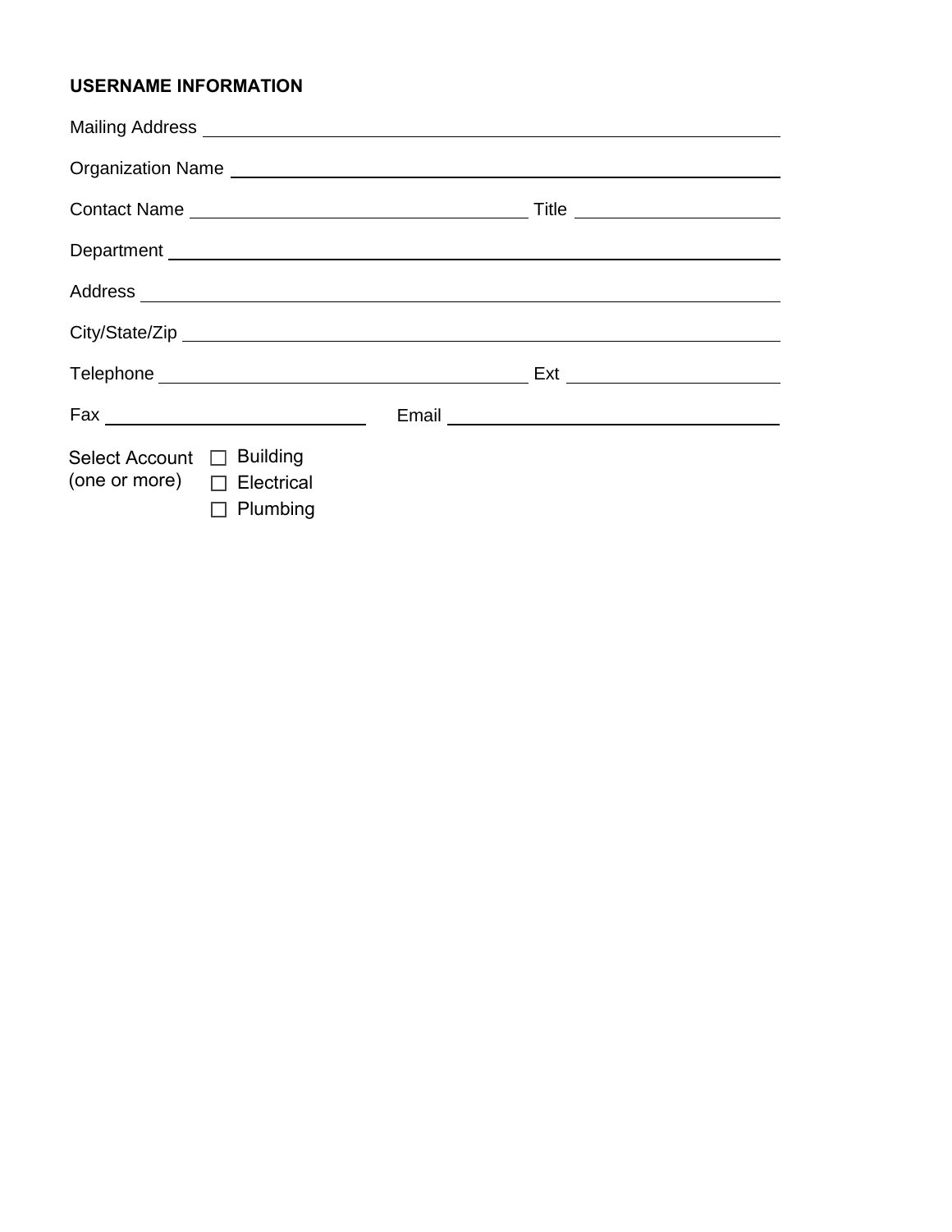**USERNAME INFORMATION**

Mailing Address \_\_\_\_\_\_\_\_\_\_\_\_\_\_\_\_\_\_\_\_\_\_\_\_\_\_\_\_\_\_\_\_\_\_\_\_\_\_\_\_

Organization Name \_\_\_\_\_\_\_\_\_\_\_\_\_\_\_\_\_\_\_\_\_\_\_\_\_\_\_\_\_\_\_\_\_\_\_\_\_\_\_\_

Contact Name \_\_\_\_\_\_\_\_\_\_\_\_\_\_\_\_\_\_\_\_\_\_\_\_ Title \_\_\_\_\_\_\_\_\_\_\_\_\_\_\_\_

Department \_\_\_\_\_\_\_\_\_\_\_\_\_\_\_\_\_\_\_\_\_\_\_\_\_\_\_\_\_\_\_\_\_\_\_\_\_\_\_\_

Address \_\_\_\_\_\_\_\_\_\_\_\_\_\_\_\_\_\_\_\_\_\_\_\_\_\_\_\_\_\_\_\_\_\_\_\_\_\_\_\_

City/State/Zip \_\_\_\_\_\_\_\_\_\_\_\_\_\_\_\_\_\_\_\_\_\_\_\_\_\_\_\_\_\_\_\_\_\_\_\_\_\_\_\_

Telephone \_\_\_\_\_\_\_\_\_\_\_\_\_\_\_\_\_\_\_\_\_\_\_\_ Ext \_\_\_\_\_\_\_\_\_\_\_\_\_\_\_\_

Fax \_\_\_\_\_\_\_\_\_\_\_\_\_\_\_\_\_\_\_\_ Email \_\_\_\_\_\_\_\_\_\_\_\_\_\_\_\_\_\_\_\_\_\_\_\_

Select Account (one or more)
- ☐ Building
- ☐ Electrical
- ☐ Plumbing